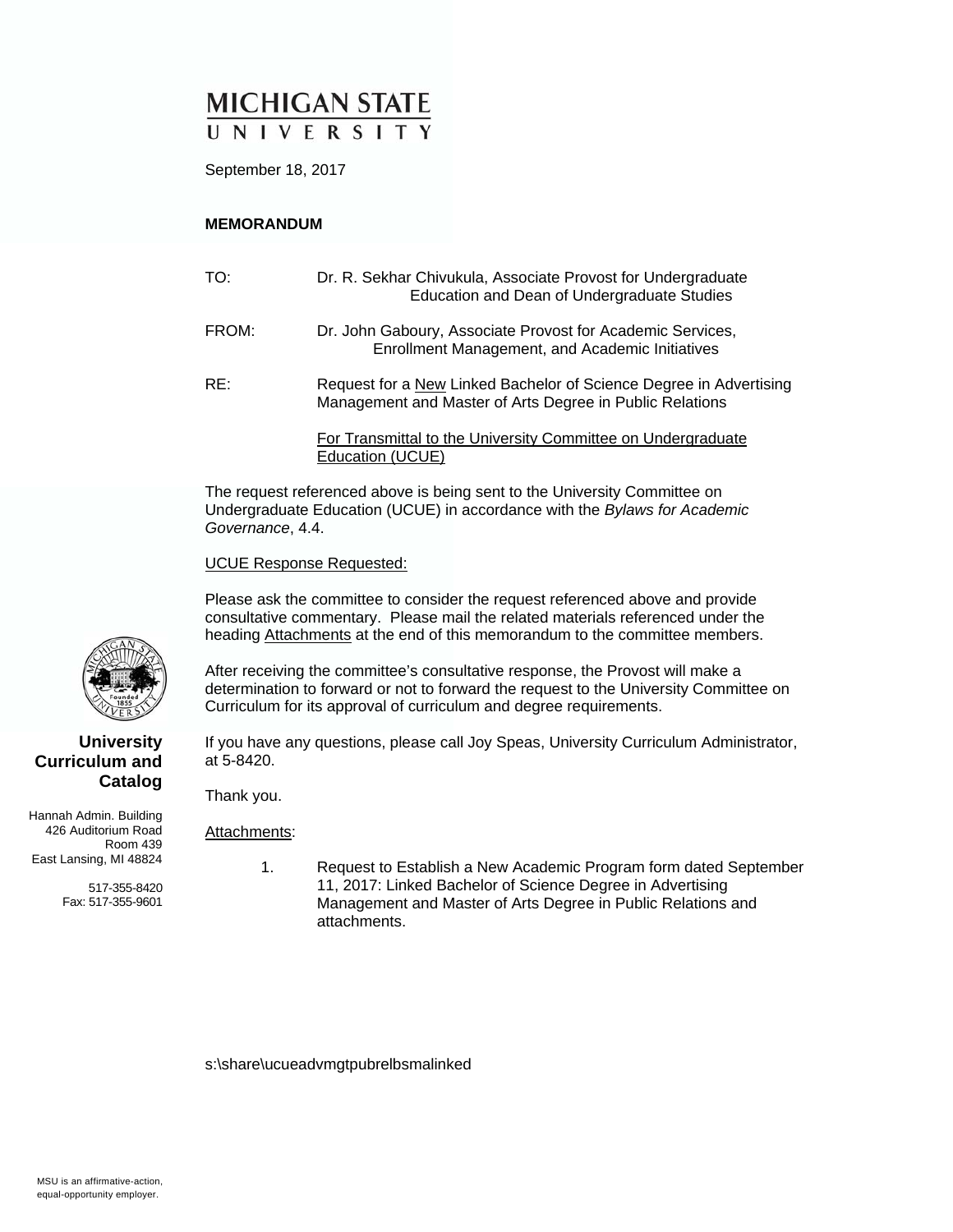# MICHIGAN STATE UNIVERSITY

September 18, 2017

**MEMORANDUM**

TO: Dr. R. Sekhar Chivukula, Associate Provost for Undergraduate Education and Dean of Undergraduate Studies

FROM: Dr. John Gaboury, Associate Provost for Academic Services, Enrollment Management, and Academic Initiatives

RE: Request for a New Linked Bachelor of Science Degree in Advertising Management and Master of Arts Degree in Public Relations

For Transmittal to the University Committee on Undergraduate Education (UCUE)

The request referenced above is being sent to the University Committee on Undergraduate Education (UCUE) in accordance with the *Bylaws for Academic Governance*, 4.4.

UCUE Response Requested:

Please ask the committee to consider the request referenced above and provide consultative commentary. Please mail the related materials referenced under the heading Attachments at the end of this memorandum to the committee members.

After receiving the committee's consultative response, the Provost will make a determination to forward or not to forward the request to the University Committee on Curriculum for its approval of curriculum and degree requirements.

If you have any questions, please call Joy Speas, University Curriculum Administrator, at 5-8420.

Thank you.

Attachments:

1. Request to Establish a New Academic Program form dated September 11, 2017: Linked Bachelor of Science Degree in Advertising Management and Master of Arts Degree in Public Relations and attachments.

s:\share\ucueadvmgtpubrelbsmalinked

**University Curriculum and Catalog**

Hannah Admin. Building
426 Auditorium Road
Room 439
East Lansing, MI 48824

517-355-8420
Fax: 517-355-9601

MSU is an affirmative-action, equal-opportunity employer.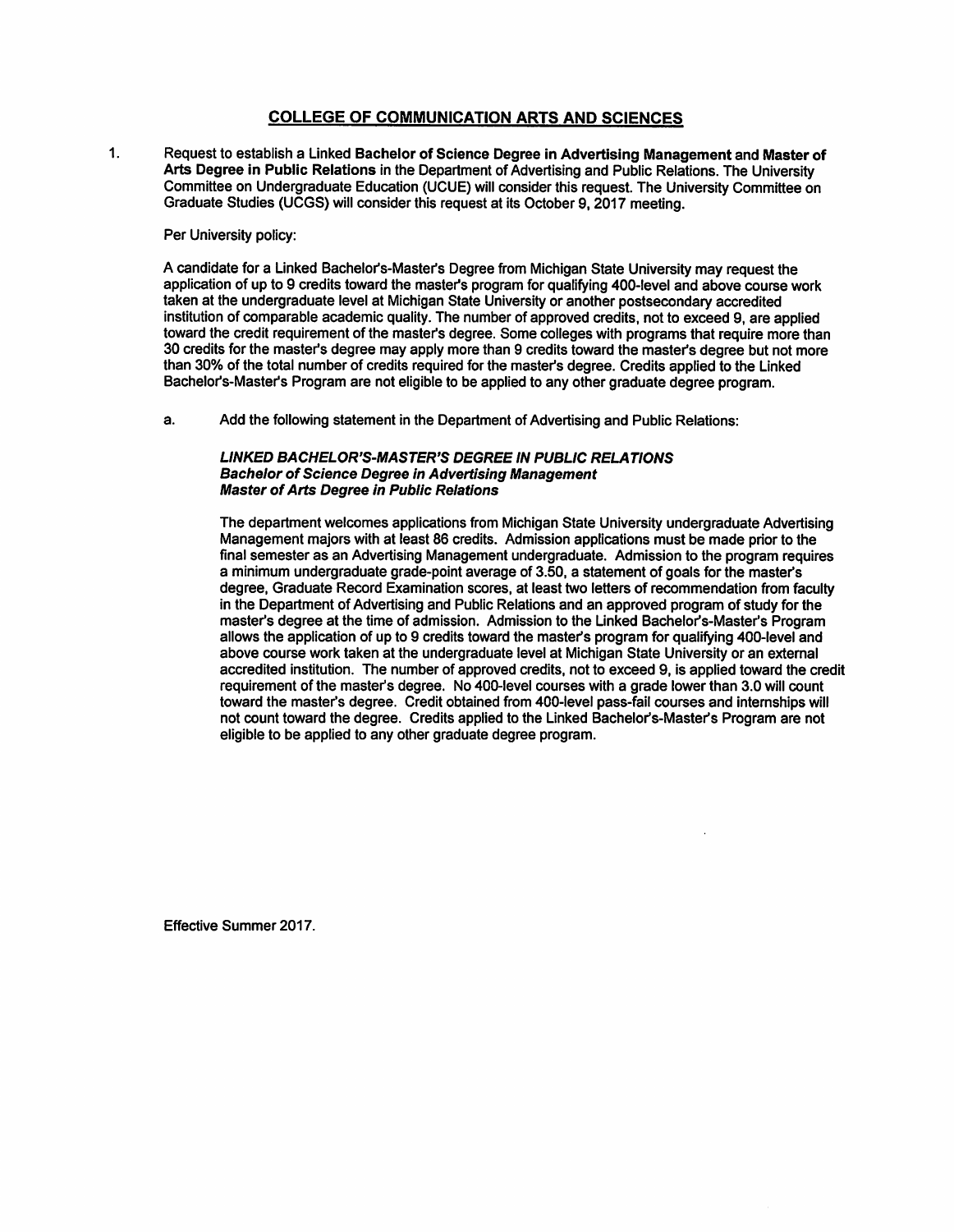## COLLEGE OF COMMUNICATION ARTS AND SCIENCES

1. Request to establish a Linked **Bachelor of Science Degree in Advertising Management** and **Master of Arts Degree in Public Relations** in the Department of Advertising and Public Relations. The University Committee on Undergraduate Education (UCUE) will consider this request. The University Committee on Graduate Studies (UCGS) will consider this request at its October 9, 2017 meeting.

   Per University policy:

   A candidate for a Linked Bachelor's-Master's Degree from Michigan State University may request the application of up to 9 credits toward the master's program for qualifying 400-level and above course work taken at the undergraduate level at Michigan State University or another postsecondary accredited institution of comparable academic quality. The number of approved credits, not to exceed 9, are applied toward the credit requirement of the master's degree. Some colleges with programs that require more than 30 credits for the master's degree may apply more than 9 credits toward the master's degree but not more than 30% of the total number of credits required for the master's degree. Credits applied to the Linked Bachelor's-Master's Program are not eligible to be applied to any other graduate degree program.

   a. Add the following statement in the Department of Advertising and Public Relations:

      ***LINKED BACHELOR'S-MASTER'S DEGREE IN PUBLIC RELATIONS***
      ***Bachelor of Science Degree in Advertising Management***
      ***Master of Arts Degree in Public Relations***

      The department welcomes applications from Michigan State University undergraduate Advertising Management majors with at least 86 credits. Admission applications must be made prior to the final semester as an Advertising Management undergraduate. Admission to the program requires a minimum undergraduate grade-point average of 3.50, a statement of goals for the master's degree, Graduate Record Examination scores, at least two letters of recommendation from faculty in the Department of Advertising and Public Relations and an approved program of study for the master's degree at the time of admission. Admission to the Linked Bachelor's-Master's Program allows the application of up to 9 credits toward the master's program for qualifying 400-level and above course work taken at the undergraduate level at Michigan State University or an external accredited institution. The number of approved credits, not to exceed 9, is applied toward the credit requirement of the master's degree. No 400-level courses with a grade lower than 3.0 will count toward the master's degree. Credit obtained from 400-level pass-fail courses and internships will not count toward the degree. Credits applied to the Linked Bachelor's-Master's Program are not eligible to be applied to any other graduate degree program.

Effective Summer 2017.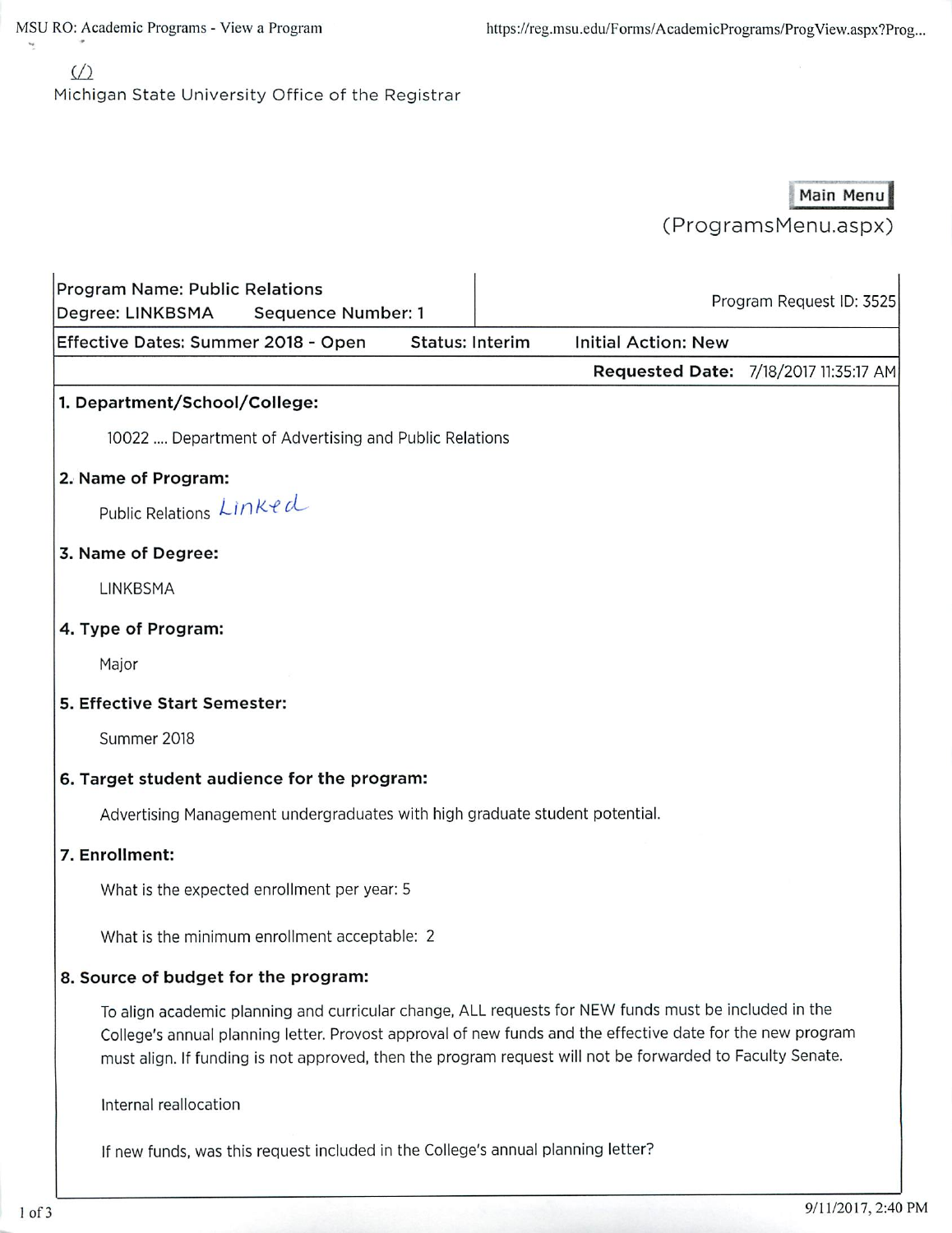Michigan State University Office of the Registrar

Main Menu (ProgramsMenu.aspx)

| Program Name: Public Relations<br>Degree: LINKBSMA Sequence Number: 1 | | Program Request ID: 3525 |
|---|---|---|
| Effective Dates: Summer 2018 - Open | Status: Interim | Initial Action: New |
| | | **Requested Date:** 7/18/2017 11:35:17 AM |

### 1. Department/School/College:

10022 .... Department of Advertising and Public Relations

### 2. Name of Program:

Public Relations Linked

### 3. Name of Degree:

LINKBSMA

### 4. Type of Program:

Major

### 5. Effective Start Semester:

Summer 2018

### 6. Target student audience for the program:

Advertising Management undergraduates with high graduate student potential.

### 7. Enrollment:

What is the expected enrollment per year: 5

What is the minimum enrollment acceptable: 2

### 8. Source of budget for the program:

To align academic planning and curricular change, ALL requests for NEW funds must be included in the College's annual planning letter. Provost approval of new funds and the effective date for the new program must align. If funding is not approved, then the program request will not be forwarded to Faculty Senate.

Internal reallocation

If new funds, was this request included in the College's annual planning letter?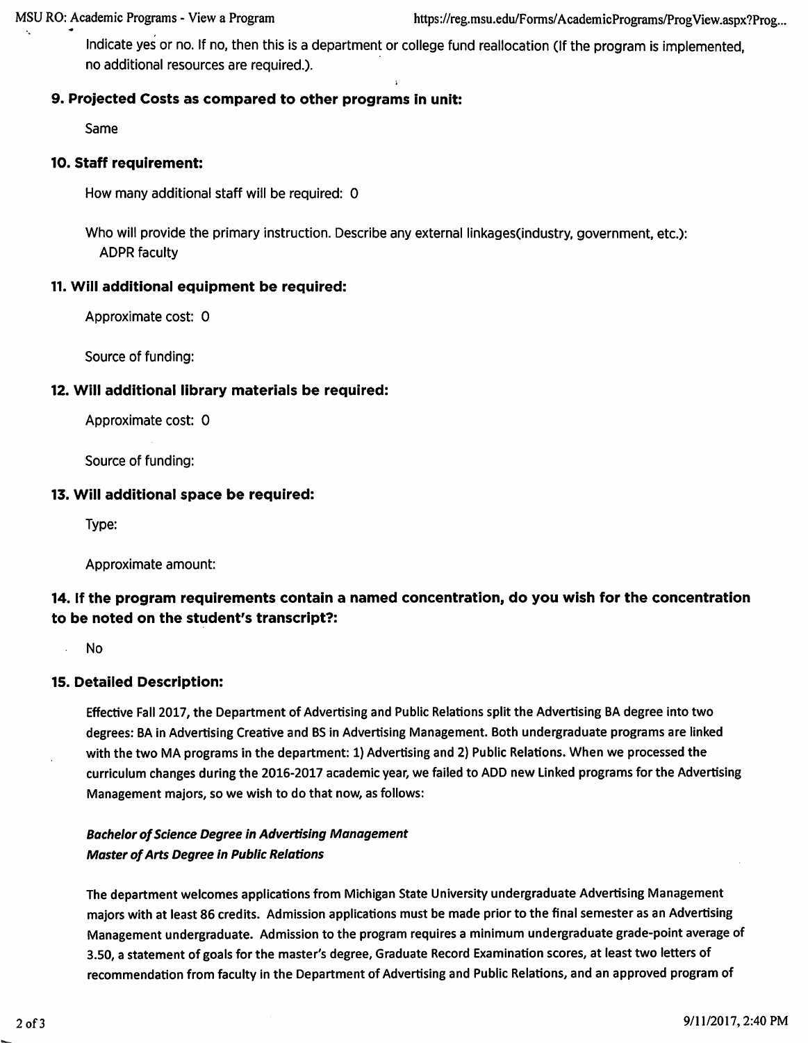Indicate yes or no. If no, then this is a department or college fund reallocation (If the program is implemented, no additional resources are required.).

### 9. Projected Costs as compared to other programs in unit:

Same

### 10. Staff requirement:

How many additional staff will be required: 0

Who will provide the primary instruction. Describe any external linkages(industry, government, etc.):
ADPR faculty

### 11. Will additional equipment be required:

Approximate cost: 0

Source of funding:

### 12. Will additional library materials be required:

Approximate cost: 0

Source of funding:

### 13. Will additional space be required:

Type:

Approximate amount:

### 14. If the program requirements contain a named concentration, do you wish for the concentration to be noted on the student's transcript?:

No

### 15. Detailed Description:

Effective Fall 2017, the Department of Advertising and Public Relations split the Advertising BA degree into two degrees: BA in Advertising Creative and BS in Advertising Management. Both undergraduate programs are linked with the two MA programs in the department: 1) Advertising and 2) Public Relations. When we processed the curriculum changes during the 2016-2017 academic year, we failed to ADD new Linked programs for the Advertising Management majors, so we wish to do that now, as follows:

***Bachelor of Science Degree in Advertising Management***
***Master of Arts Degree in Public Relations***

The department welcomes applications from Michigan State University undergraduate Advertising Management majors with at least 86 credits. Admission applications must be made prior to the final semester as an Advertising Management undergraduate. Admission to the program requires a minimum undergraduate grade-point average of 3.50, a statement of goals for the master's degree, Graduate Record Examination scores, at least two letters of recommendation from faculty in the Department of Advertising and Public Relations, and an approved program of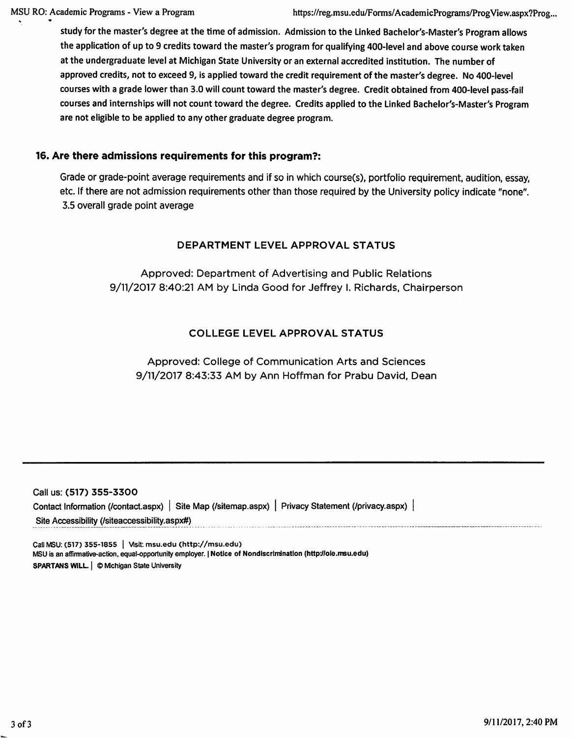study for the master's degree at the time of admission. Admission to the Linked Bachelor's-Master's Program allows the application of up to 9 credits toward the master's program for qualifying 400-level and above course work taken at the undergraduate level at Michigan State University or an external accredited institution. The number of approved credits, not to exceed 9, is applied toward the credit requirement of the master's degree. No 400-level courses with a grade lower than 3.0 will count toward the master's degree. Credit obtained from 400-level pass-fail courses and internships will not count toward the degree. Credits applied to the Linked Bachelor's-Master's Program are not eligible to be applied to any other graduate degree program.

### 16. Are there admissions requirements for this program?:

Grade or grade-point average requirements and if so in which course(s), portfolio requirement, audition, essay, etc. If there are not admission requirements other than those required by the University policy indicate "none".
3.5 overall grade point average

## DEPARTMENT LEVEL APPROVAL STATUS

Approved: Department of Advertising and Public Relations
9/11/2017 8:40:21 AM by Linda Good for Jeffrey I. Richards, Chairperson

## COLLEGE LEVEL APPROVAL STATUS

Approved: College of Communication Arts and Sciences
9/11/2017 8:43:33 AM by Ann Hoffman for Prabu David, Dean

Call us: (517) 355-3300
Contact Information (/contact.aspx) | Site Map (/sitemap.aspx) | Privacy Statement (/privacy.aspx) |
Site Accessibility (/siteaccessibility.aspx#)

Call MSU: (517) 355-1855 | Visit: msu.edu (http://msu.edu)
MSU is an affirmative-action, equal-opportunity employer. | Notice of Nondiscrimination (http://oie.msu.edu)
SPARTANS WILL. | © Michigan State University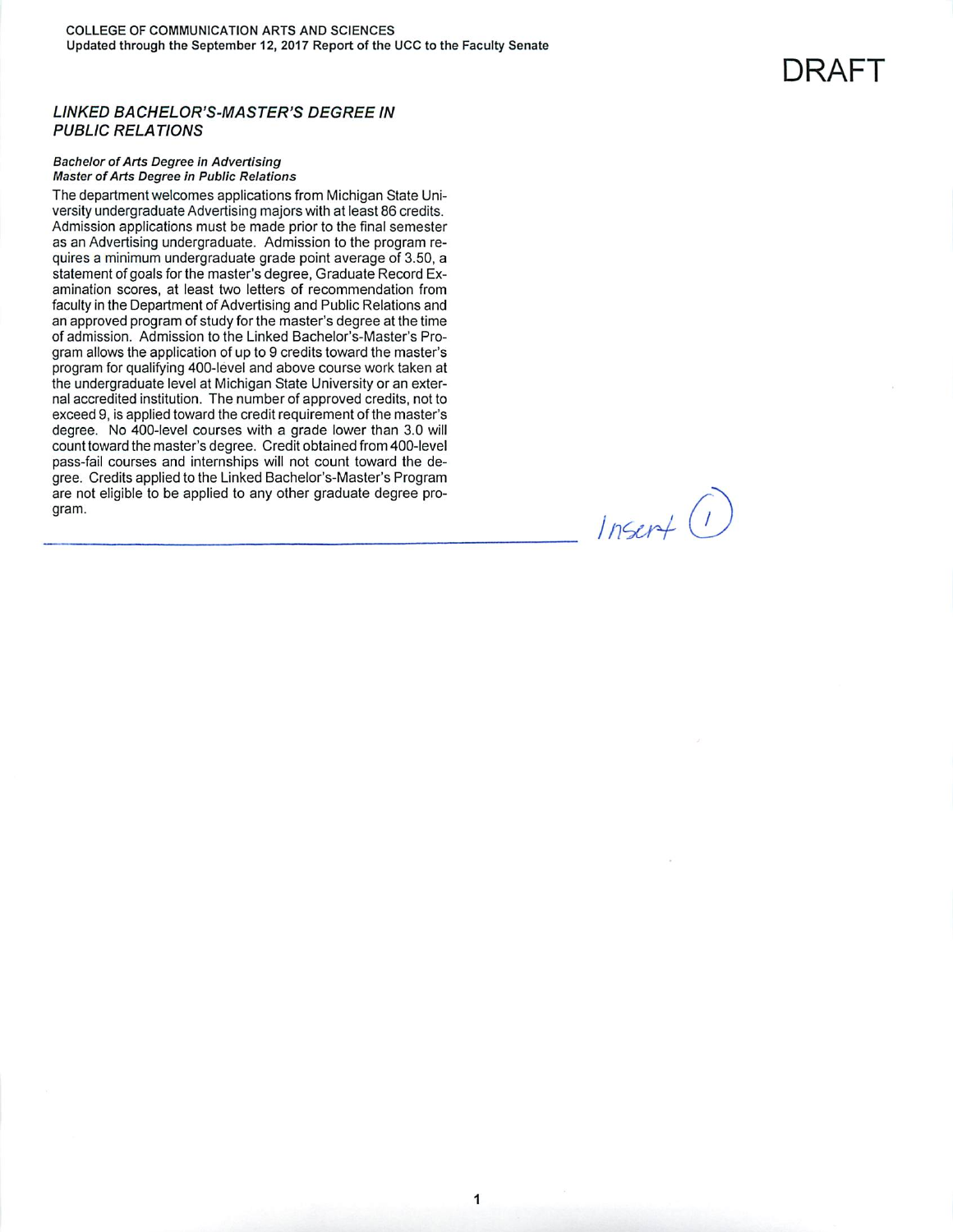COLLEGE OF COMMUNICATION ARTS AND SCIENCES
Updated through the September 12, 2017 Report of the UCC to the Faculty Senate

DRAFT

### *LINKED BACHELOR'S-MASTER'S DEGREE IN PUBLIC RELATIONS*

***Bachelor of Arts Degree in Advertising***
***Master of Arts Degree in Public Relations***

The department welcomes applications from Michigan State University undergraduate Advertising majors with at least 86 credits. Admission applications must be made prior to the final semester as an Advertising undergraduate. Admission to the program requires a minimum undergraduate grade point average of 3.50, a statement of goals for the master's degree, Graduate Record Examination scores, at least two letters of recommendation from faculty in the Department of Advertising and Public Relations and an approved program of study for the master's degree at the time of admission. Admission to the Linked Bachelor's-Master's Program allows the application of up to 9 credits toward the master's program for qualifying 400-level and above course work taken at the undergraduate level at Michigan State University or an external accredited institution. The number of approved credits, not to exceed 9, is applied toward the credit requirement of the master's degree. No 400-level courses with a grade lower than 3.0 will count toward the master's degree. Credit obtained from 400-level pass-fail courses and internships will not count toward the degree. Credits applied to the Linked Bachelor's-Master's Program are not eligible to be applied to any other graduate degree program.

Insert (1)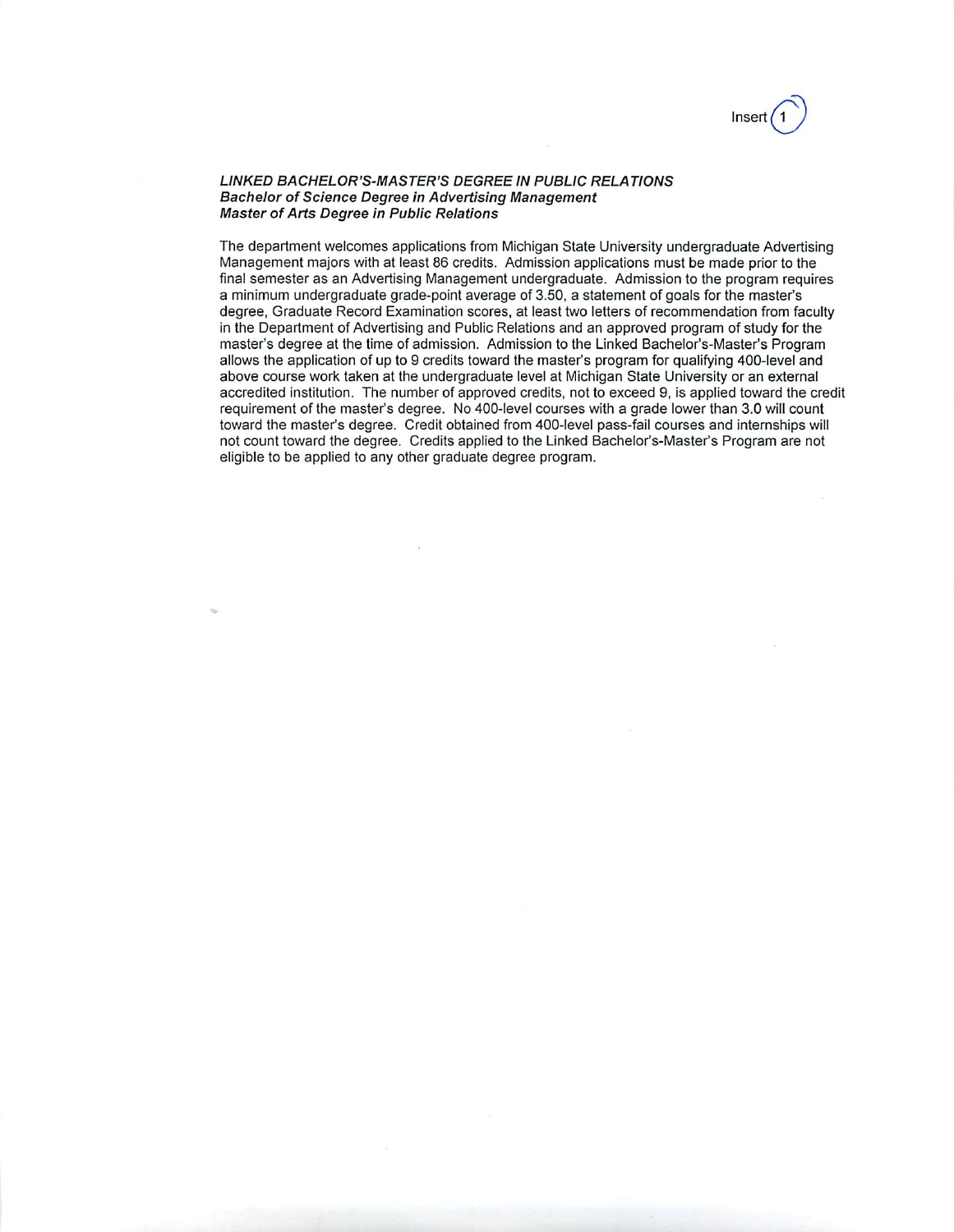Insert 1

***LINKED BACHELOR'S-MASTER'S DEGREE IN PUBLIC RELATIONS***
***Bachelor of Science Degree in Advertising Management***
***Master of Arts Degree in Public Relations***

The department welcomes applications from Michigan State University undergraduate Advertising Management majors with at least 86 credits. Admission applications must be made prior to the final semester as an Advertising Management undergraduate. Admission to the program requires a minimum undergraduate grade-point average of 3.50, a statement of goals for the master's degree, Graduate Record Examination scores, at least two letters of recommendation from faculty in the Department of Advertising and Public Relations and an approved program of study for the master's degree at the time of admission. Admission to the Linked Bachelor's-Master's Program allows the application of up to 9 credits toward the master's program for qualifying 400-level and above course work taken at the undergraduate level at Michigan State University or an external accredited institution. The number of approved credits, not to exceed 9, is applied toward the credit requirement of the master's degree. No 400-level courses with a grade lower than 3.0 will count toward the master's degree. Credit obtained from 400-level pass-fail courses and internships will not count toward the degree. Credits applied to the Linked Bachelor's-Master's Program are not eligible to be applied to any other graduate degree program.